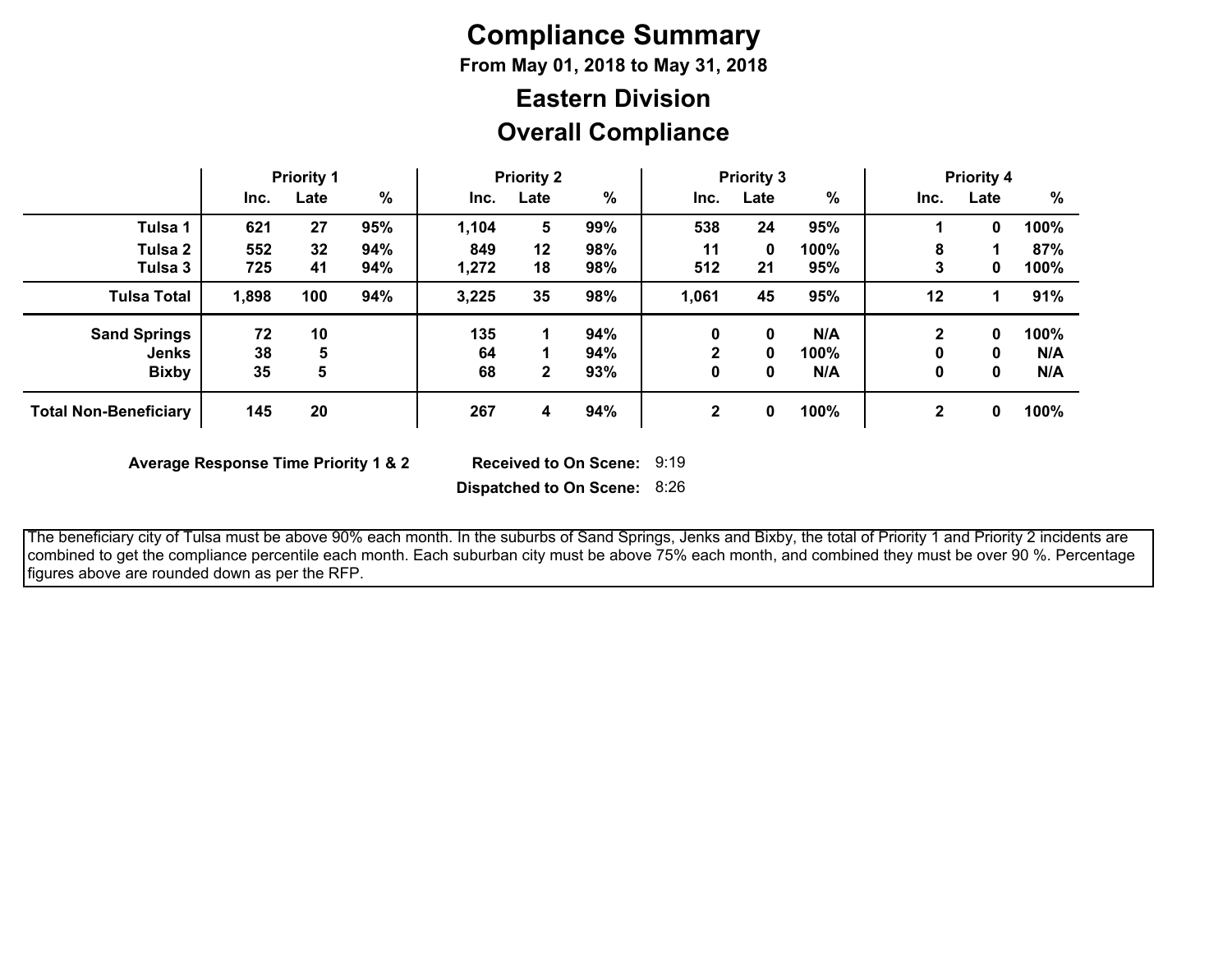# Compliance Summary

**From May 01, 2018 to May 31, 2018**

## Eastern Division

## Overall Compliance

| | Priority 1 | | | Priority 2 | | | Priority 3 | | | Priority 4 | | |
|---|---|---|---|---|---|---|---|---|---|---|---|---|
| | Inc. | Late | % | Inc. | Late | % | Inc. | Late | % | Inc. | Late | % |
| **Tulsa 1** | 621 | 27 | 95% | 1,104 | 5 | 99% | 538 | 24 | 95% | 1 | 0 | 100% |
| **Tulsa 2** | 552 | 32 | 94% | 849 | 12 | 98% | 11 | 0 | 100% | 8 | 1 | 87% |
| **Tulsa 3** | 725 | 41 | 94% | 1,272 | 18 | 98% | 512 | 21 | 95% | 3 | 0 | 100% |
| **Tulsa Total** | 1,898 | 100 | 94% | 3,225 | 35 | 98% | 1,061 | 45 | 95% | 12 | 1 | 91% |
| **Sand Springs** | 72 | 10 | | 135 | 1 | 94% | 0 | 0 | N/A | 2 | 0 | 100% |
| **Jenks** | 38 | 5 | | 64 | 1 | 94% | 2 | 0 | 100% | 0 | 0 | N/A |
| **Bixby** | 35 | 5 | | 68 | 2 | 93% | 0 | 0 | N/A | 0 | 0 | N/A |
| **Total Non-Beneficiary** | 145 | 20 | | 267 | 4 | 94% | 2 | 0 | 100% | 2 | 0 | 100% |

**Average Response Time Priority 1 & 2** **Received to On Scene:** 9:19

**Dispatched to On Scene:** 8:26

The beneficiary city of Tulsa must be above 90% each month. In the suburbs of Sand Springs, Jenks and Bixby, the total of Priority 1 and Priority 2 incidents are combined to get the compliance percentile each month. Each suburban city must be above 75% each month, and combined they must be over 90 %. Percentage figures above are rounded down as per the RFP.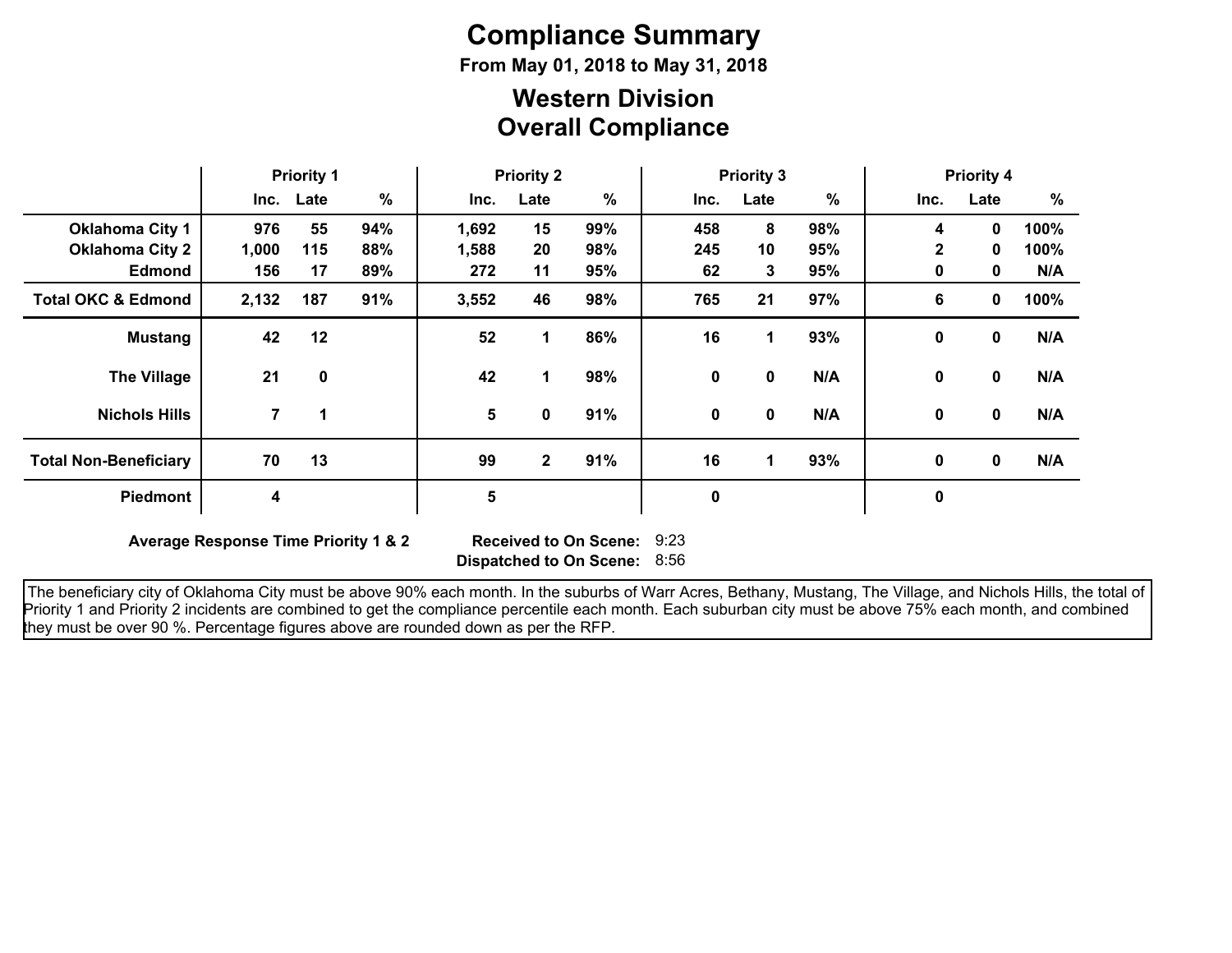# Compliance Summary

**From May 01, 2018 to May 31, 2018**

## Western Division
## Overall Compliance

| | Priority 1 | | | Priority 2 | | | Priority 3 | | | Priority 4 | | |
|---|---|---|---|---|---|---|---|---|---|---|---|---|
| | Inc. | Late | % | Inc. | Late | % | Inc. | Late | % | Inc. | Late | % |
| **Oklahoma City 1** | 976 | 55 | 94% | 1,692 | 15 | 99% | 458 | 8 | 98% | 4 | 0 | 100% |
| **Oklahoma City 2** | 1,000 | 115 | 88% | 1,588 | 20 | 98% | 245 | 10 | 95% | 2 | 0 | 100% |
| **Edmond** | 156 | 17 | 89% | 272 | 11 | 95% | 62 | 3 | 95% | 0 | 0 | N/A |
| **Total OKC & Edmond** | 2,132 | 187 | 91% | 3,552 | 46 | 98% | 765 | 21 | 97% | 6 | 0 | 100% |
| **Mustang** | 42 | 12 | | 52 | 1 | 86% | 16 | 1 | 93% | 0 | 0 | N/A |
| **The Village** | 21 | 0 | | 42 | 1 | 98% | 0 | 0 | N/A | 0 | 0 | N/A |
| **Nichols Hills** | 7 | 1 | | 5 | 0 | 91% | 0 | 0 | N/A | 0 | 0 | N/A |
| **Total Non-Beneficiary** | 70 | 13 | | 99 | 2 | 91% | 16 | 1 | 93% | 0 | 0 | N/A |
| **Piedmont** | 4 | | | 5 | | | 0 | | | 0 | | |

**Average Response Time Priority 1 & 2**

**Received to On Scene:** 9:23
**Dispatched to On Scene:** 8:56

The beneficiary city of Oklahoma City must be above 90% each month. In the suburbs of Warr Acres, Bethany, Mustang, The Village, and Nichols Hills, the total of Priority 1 and Priority 2 incidents are combined to get the compliance percentile each month. Each suburban city must be above 75% each month, and combined they must be over 90 %. Percentage figures above are rounded down as per the RFP.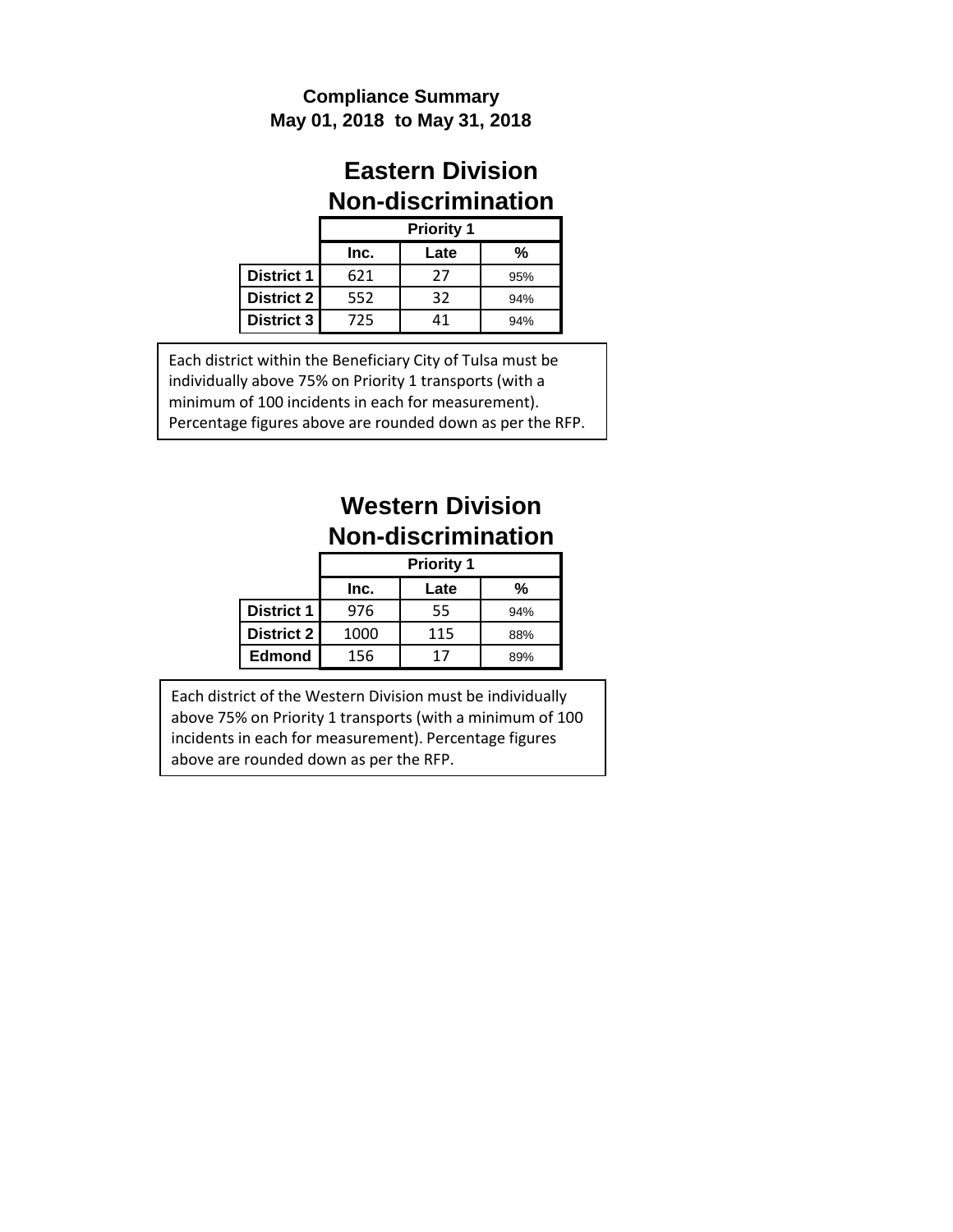**Compliance Summary**
**May 01, 2018 to May 31, 2018**

## Eastern Division
## Non-discrimination

| | Priority 1 | | |
|---|---|---|---|
| | **Inc.** | **Late** | **%** |
| **District 1** | 621 | 27 | 95% |
| **District 2** | 552 | 32 | 94% |
| **District 3** | 725 | 41 | 94% |

Each district within the Beneficiary City of Tulsa must be individually above 75% on Priority 1 transports (with a minimum of 100 incidents in each for measurement). Percentage figures above are rounded down as per the RFP.

## Western Division
## Non-discrimination

| | Priority 1 | | |
|---|---|---|---|
| | **Inc.** | **Late** | **%** |
| **District 1** | 976 | 55 | 94% |
| **District 2** | 1000 | 115 | 88% |
| **Edmond** | 156 | 17 | 89% |

Each district of the Western Division must be individually above 75% on Priority 1 transports (with a minimum of 100 incidents in each for measurement). Percentage figures above are rounded down as per the RFP.